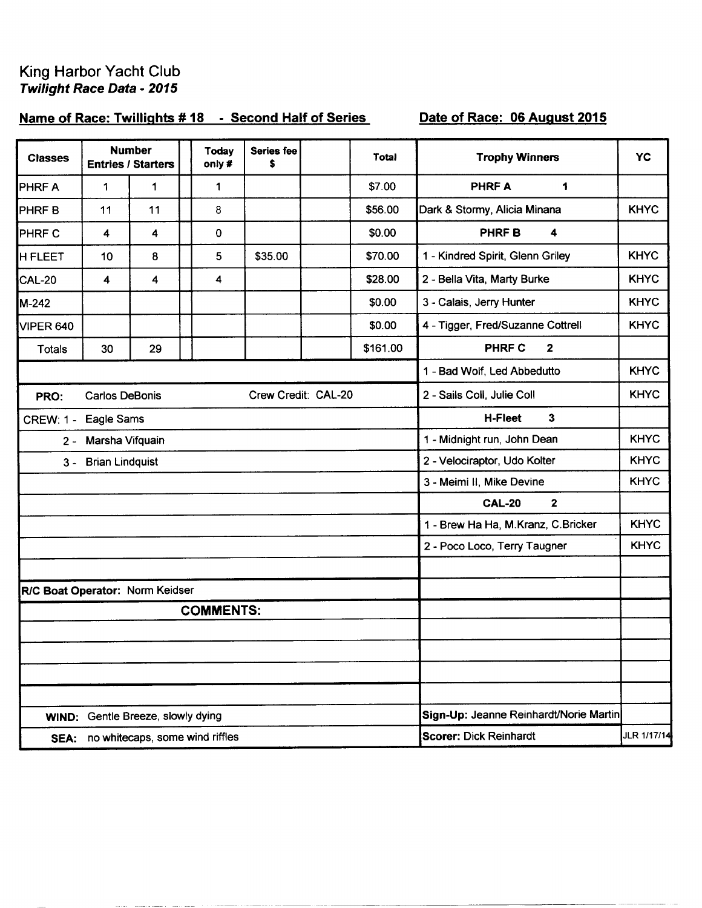# King Harbor Yacht Club

***Twilight Race Data - 2015***

**Name of Race: Twillights # 18 - Second Half of Series** **Date of Race: 06 August 2015**

| Classes | Number Entries / Starters | | | Today only # | Series fee $ | | Total |
|---|---|---|---|---|---|---|---|
| PHRF A | 1 | 1 | | 1 | | | $7.00 |
| PHRF B | 11 | 11 | | 8 | | | $56.00 |
| PHRF C | 4 | 4 | | 0 | | | $0.00 |
| H FLEET | 10 | 8 | | 5 | $35.00 | | $70.00 |
| CAL-20 | 4 | 4 | | 4 | | | $28.00 |
| M-242 | | | | | | | $0.00 |
| VIPER 640 | | | | | | | $0.00 |
| Totals | 30 | 29 | | | | | $161.00 |

**PRO:** Carlos DeBonis Crew Credit: CAL-20

CREW: 1 - Eagle Sams

2 - Marsha Vifquain

3 - Brian Lindquist

**R/C Boat Operator:** Norm Keidser

**COMMENTS:**

**WIND:** Gentle Breeze, slowly dying

**SEA:** no whitecaps, some wind riffles

| Trophy Winners | YC |
|---|---|
| **PHRF A 1** | |
| Dark & Stormy, Alicia Minana | KHYC |
| **PHRF B 4** | |
| 1 - Kindred Spirit, Glenn Griley | KHYC |
| 2 - Bella Vita, Marty Burke | KHYC |
| 3 - Calais, Jerry Hunter | KHYC |
| 4 - Tigger, Fred/Suzanne Cottrell | KHYC |
| **PHRF C 2** | |
| 1 - Bad Wolf, Led Abbedutto | KHYC |
| 2 - Sails Coll, Julie Coll | KHYC |
| **H-Fleet 3** | |
| 1 - Midnight run, John Dean | KHYC |
| 2 - Velociraptor, Udo Kolter | KHYC |
| 3 - Meimi II, Mike Devine | KHYC |
| **CAL-20 2** | |
| 1 - Brew Ha Ha, M.Kranz, C.Bricker | KHYC |
| 2 - Poco Loco, Terry Taugner | KHYC |

**Sign-Up:** Jeanne Reinhardt/Norie Martin

**Scorer:** Dick Reinhardt JLR 1/17/14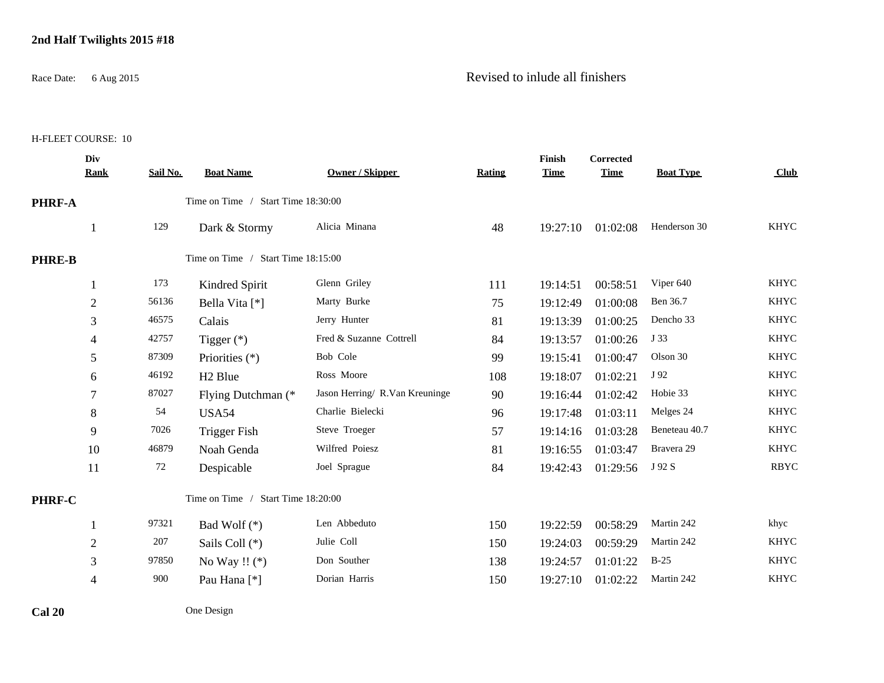**2nd Half Twilights 2015 #18**

Race Date: 6 Aug 2015

Revised to inlude all finishers

H-FLEET COURSE: 10

| Div Rank | Sail No. | Boat Name | Owner / Skipper | Rating | Finish Time | Corrected Time | Boat Type | Club |
|---|---|---|---|---|---|---|---|---|
| **PHRF-A** | | Time on Time / Start Time 18:30:00 | | | | | | |
| 1 | 129 | Dark & Stormy | Alicia Minana | 48 | 19:27:10 | 01:02:08 | Henderson 30 | KHYC |
| **PHRE-B** | | Time on Time / Start Time 18:15:00 | | | | | | |
| 1 | 173 | Kindred Spirit | Glenn Griley | 111 | 19:14:51 | 00:58:51 | Viper 640 | KHYC |
| 2 | 56136 | Bella Vita [*] | Marty Burke | 75 | 19:12:49 | 01:00:08 | Ben 36.7 | KHYC |
| 3 | 46575 | Calais | Jerry Hunter | 81 | 19:13:39 | 01:00:25 | Dencho 33 | KHYC |
| 4 | 42757 | Tigger (*) | Fred & Suzanne Cottrell | 84 | 19:13:57 | 01:00:26 | J 33 | KHYC |
| 5 | 87309 | Priorities (*) | Bob Cole | 99 | 19:15:41 | 01:00:47 | Olson 30 | KHYC |
| 6 | 46192 | H2 Blue | Ross Moore | 108 | 19:18:07 | 01:02:21 | J 92 | KHYC |
| 7 | 87027 | Flying Dutchman (* | Jason Herring/ R.Van Kreuninge | 90 | 19:16:44 | 01:02:42 | Hobie 33 | KHYC |
| 8 | 54 | USA54 | Charlie Bielecki | 96 | 19:17:48 | 01:03:11 | Melges 24 | KHYC |
| 9 | 7026 | Trigger Fish | Steve Troeger | 57 | 19:14:16 | 01:03:28 | Beneteau 40.7 | KHYC |
| 10 | 46879 | Noah Genda | Wilfred Poiesz | 81 | 19:16:55 | 01:03:47 | Bravera 29 | KHYC |
| 11 | 72 | Despicable | Joel Sprague | 84 | 19:42:43 | 01:29:56 | J 92 S | RBYC |
| **PHRF-C** | | Time on Time / Start Time 18:20:00 | | | | | | |
| 1 | 97321 | Bad Wolf (*) | Len Abbeduto | 150 | 19:22:59 | 00:58:29 | Martin 242 | khyc |
| 2 | 207 | Sails Coll (*) | Julie Coll | 150 | 19:24:03 | 00:59:29 | Martin 242 | KHYC |
| 3 | 97850 | No Way !! (*) | Don Souther | 138 | 19:24:57 | 01:01:22 | B-25 | KHYC |
| 4 | 900 | Pau Hana [*] | Dorian Harris | 150 | 19:27:10 | 01:02:22 | Martin 242 | KHYC |
| **Cal 20** | | One Design | | | | | | |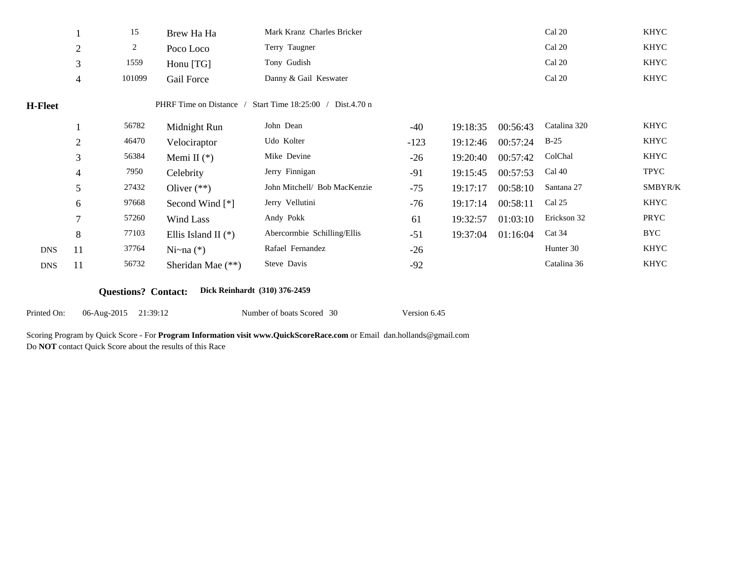| | | | | | | | | | |
|---|---|---|---|---|---|---|---|---|---|
| | 1 | 15 | Brew Ha Ha | Mark Kranz Charles Bricker | | | | Cal 20 | KHYC |
| | 2 | 2 | Poco Loco | Terry Taugner | | | | Cal 20 | KHYC |
| | 3 | 1559 | Honu [TG] | Tony Gudish | | | | Cal 20 | KHYC |
| | 4 | 101099 | Gail Force | Danny & Gail Keswater | | | | Cal 20 | KHYC |

**H-Fleet** PHRF Time on Distance / Start Time 18:25:00 / Dist.4.70 n

| | | | | | | | | | |
|---|---|---|---|---|---|---|---|---|---|
| | 1 | 56782 | Midnight Run | John Dean | -40 | 19:18:35 | 00:56:43 | Catalina 320 | KHYC |
| | 2 | 46470 | Velociraptor | Udo Kolter | -123 | 19:12:46 | 00:57:24 | B-25 | KHYC |
| | 3 | 56384 | Memi II (*) | Mike Devine | -26 | 19:20:40 | 00:57:42 | ColChal | KHYC |
| | 4 | 7950 | Celebrity | Jerry Finnigan | -91 | 19:15:45 | 00:57:53 | Cal 40 | TPYC |
| | 5 | 27432 | Oliver (**) | John Mitchell/ Bob MacKenzie | -75 | 19:17:17 | 00:58:10 | Santana 27 | SMBYR/K |
| | 6 | 97668 | Second Wind [*] | Jerry Vellutini | -76 | 19:17:14 | 00:58:11 | Cal 25 | KHYC |
| | 7 | 57260 | Wind Lass | Andy Pokk | 61 | 19:32:57 | 01:03:10 | Erickson 32 | PRYC |
| | 8 | 77103 | Ellis Island II (*) | Abercormbie Schilling/Ellis | -51 | 19:37:04 | 01:16:04 | Cat 34 | BYC |
| DNS | 11 | 37764 | Ni~na (*) | Rafael Fernandez | -26 | | | Hunter 30 | KHYC |
| DNS | 11 | 56732 | Sheridan Mae (**) | Steve Davis | -92 | | | Catalina 36 | KHYC |

**Questions? Contact:** **Dick Reinhardt (310) 376-2459**

Printed On: 06-Aug-2015 21:39:12 Number of boats Scored 30 Version 6.45

Scoring Program by Quick Score - For **Program Information visit www.QuickScoreRace.com** or Email dan.hollands@gmail.com
Do **NOT** contact Quick Score about the results of this Race